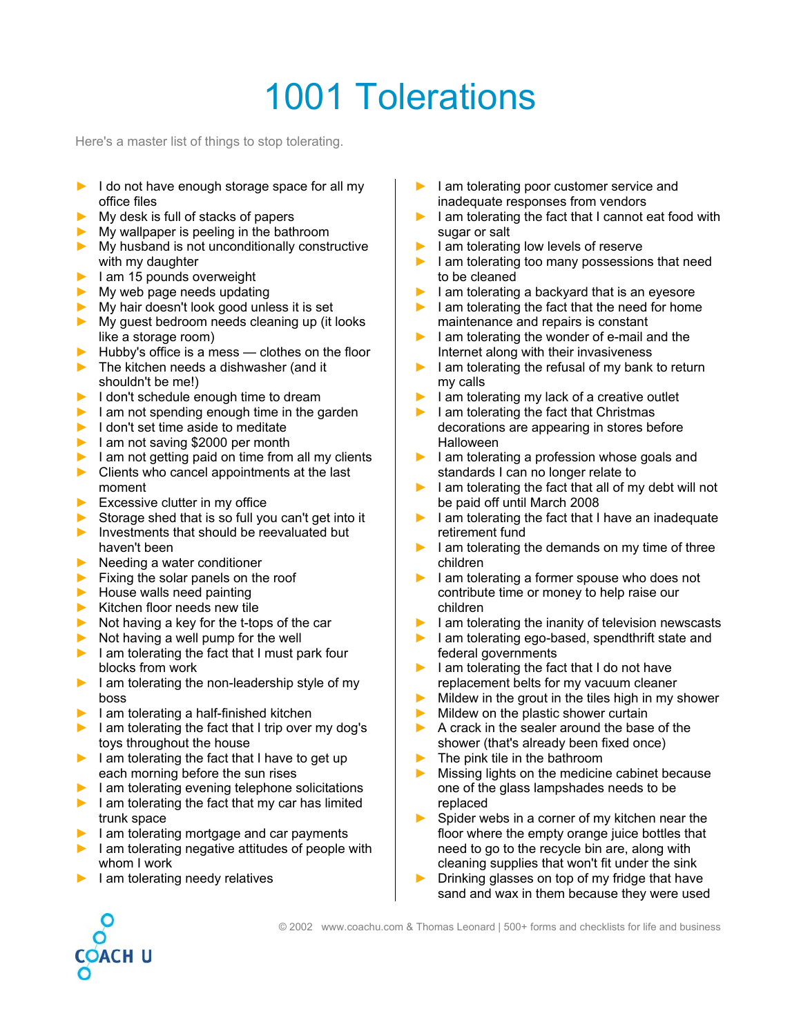# 1001 Tolerations

Here's a master list of things to stop tolerating.

- I do not have enough storage space for all my office files
- My desk is full of stacks of papers
- My wallpaper is peeling in the bathroom
- My husband is not unconditionally constructive with my daughter
- I am 15 pounds overweight
- My web page needs updating
- My hair doesn't look good unless it is set
- My guest bedroom needs cleaning up (it looks like a storage room)
- Hubby's office is a mess — clothes on the floor
- The kitchen needs a dishwasher (and it shouldn't be me!)
- I don't schedule enough time to dream
- I am not spending enough time in the garden
- I don't set time aside to meditate
- I am not saving $2000 per month
- I am not getting paid on time from all my clients
- Clients who cancel appointments at the last moment
- Excessive clutter in my office
- Storage shed that is so full you can't get into it
- Investments that should be reevaluated but haven't been
- Needing a water conditioner
- Fixing the solar panels on the roof
- House walls need painting
- Kitchen floor needs new tile
- Not having a key for the t-tops of the car
- Not having a well pump for the well
- I am tolerating the fact that I must park four blocks from work
- I am tolerating the non-leadership style of my boss
- I am tolerating a half-finished kitchen
- I am tolerating the fact that I trip over my dog's toys throughout the house
- I am tolerating the fact that I have to get up each morning before the sun rises
- I am tolerating evening telephone solicitations
- I am tolerating the fact that my car has limited trunk space
- I am tolerating mortgage and car payments
- I am tolerating negative attitudes of people with whom I work
- I am tolerating needy relatives
- I am tolerating poor customer service and inadequate responses from vendors
- I am tolerating the fact that I cannot eat food with sugar or salt
- I am tolerating low levels of reserve
- I am tolerating too many possessions that need to be cleaned
- I am tolerating a backyard that is an eyesore
- I am tolerating the fact that the need for home maintenance and repairs is constant
- I am tolerating the wonder of e-mail and the Internet along with their invasiveness
- I am tolerating the refusal of my bank to return my calls
- I am tolerating my lack of a creative outlet
- I am tolerating the fact that Christmas decorations are appearing in stores before Halloween
- I am tolerating a profession whose goals and standards I can no longer relate to
- I am tolerating the fact that all of my debt will not be paid off until March 2008
- I am tolerating the fact that I have an inadequate retirement fund
- I am tolerating the demands on my time of three children
- I am tolerating a former spouse who does not contribute time or money to help raise our children
- I am tolerating the inanity of television newscasts
- I am tolerating ego-based, spendthrift state and federal governments
- I am tolerating the fact that I do not have replacement belts for my vacuum cleaner
- Mildew in the grout in the tiles high in my shower
- Mildew on the plastic shower curtain
- A crack in the sealer around the base of the shower (that's already been fixed once)
- The pink tile in the bathroom
- Missing lights on the medicine cabinet because one of the glass lampshades needs to be replaced
- Spider webs in a corner of my kitchen near the floor where the empty orange juice bottles that need to go to the recycle bin are, along with cleaning supplies that won't fit under the sink
- Drinking glasses on top of my fridge that have sand and wax in them because they were used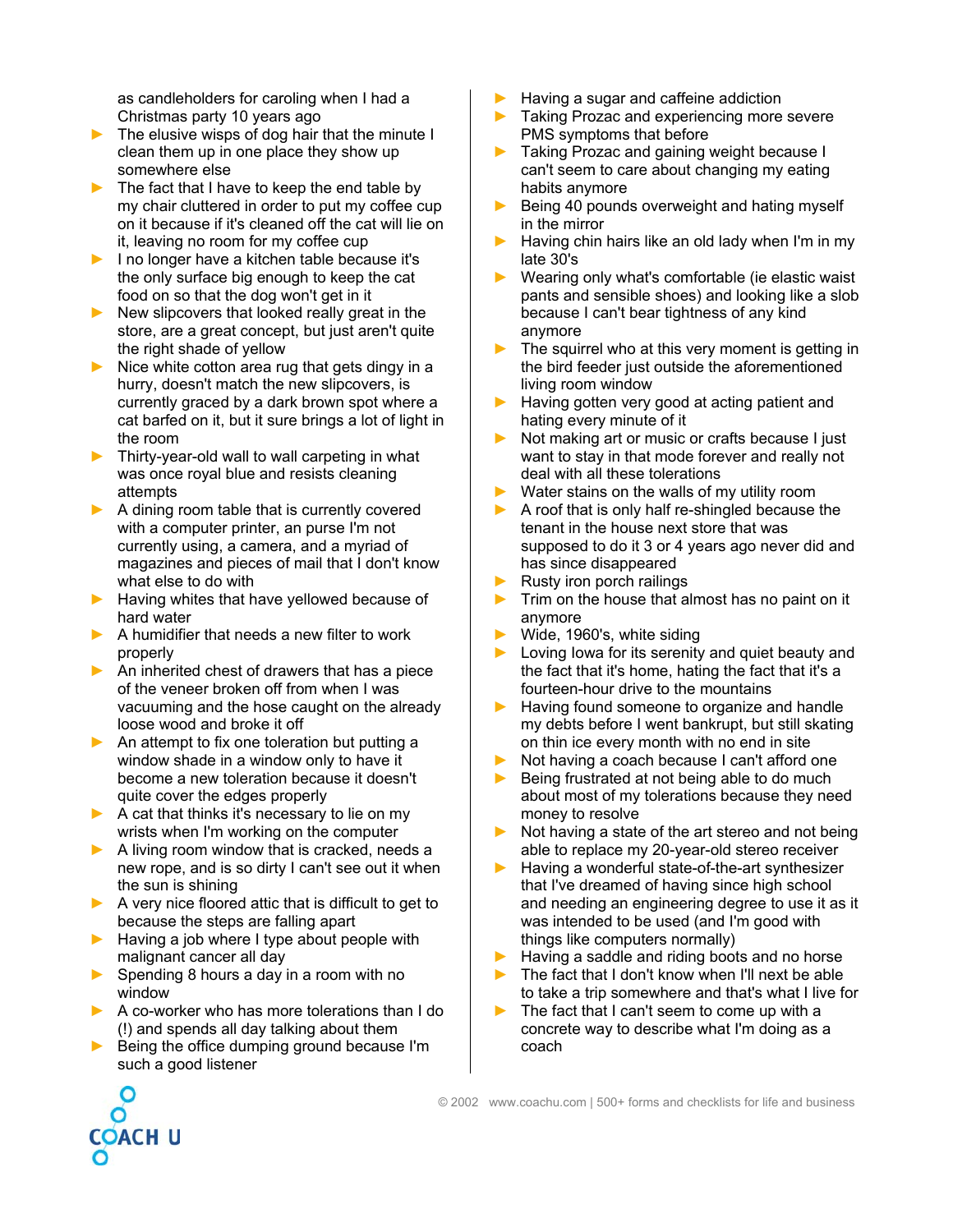as candleholders for caroling when I had a Christmas party 10 years ago

- The elusive wisps of dog hair that the minute I clean them up in one place they show up somewhere else
- The fact that I have to keep the end table by my chair cluttered in order to put my coffee cup on it because if it's cleaned off the cat will lie on it, leaving no room for my coffee cup
- I no longer have a kitchen table because it's the only surface big enough to keep the cat food on so that the dog won't get in it
- New slipcovers that looked really great in the store, are a great concept, but just aren't quite the right shade of yellow
- Nice white cotton area rug that gets dingy in a hurry, doesn't match the new slipcovers, is currently graced by a dark brown spot where a cat barfed on it, but it sure brings a lot of light in the room
- Thirty-year-old wall to wall carpeting in what was once royal blue and resists cleaning attempts
- A dining room table that is currently covered with a computer printer, an purse I'm not currently using, a camera, and a myriad of magazines and pieces of mail that I don't know what else to do with
- Having whites that have yellowed because of hard water
- A humidifier that needs a new filter to work properly
- An inherited chest of drawers that has a piece of the veneer broken off from when I was vacuuming and the hose caught on the already loose wood and broke it off
- An attempt to fix one toleration but putting a window shade in a window only to have it become a new toleration because it doesn't quite cover the edges properly
- A cat that thinks it's necessary to lie on my wrists when I'm working on the computer
- A living room window that is cracked, needs a new rope, and is so dirty I can't see out it when the sun is shining
- A very nice floored attic that is difficult to get to because the steps are falling apart
- Having a job where I type about people with malignant cancer all day
- Spending 8 hours a day in a room with no window
- A co-worker who has more tolerations than I do (!) and spends all day talking about them
- Being the office dumping ground because I'm such a good listener
- Having a sugar and caffeine addiction
- Taking Prozac and experiencing more severe PMS symptoms that before
- Taking Prozac and gaining weight because I can't seem to care about changing my eating habits anymore
- Being 40 pounds overweight and hating myself in the mirror
- Having chin hairs like an old lady when I'm in my late 30's
- Wearing only what's comfortable (ie elastic waist pants and sensible shoes) and looking like a slob because I can't bear tightness of any kind anymore
- The squirrel who at this very moment is getting in the bird feeder just outside the aforementioned living room window
- Having gotten very good at acting patient and hating every minute of it
- Not making art or music or crafts because I just want to stay in that mode forever and really not deal with all these tolerations
- Water stains on the walls of my utility room
- A roof that is only half re-shingled because the tenant in the house next store that was supposed to do it 3 or 4 years ago never did and has since disappeared
- Rusty iron porch railings
- Trim on the house that almost has no paint on it anymore
- Wide, 1960's, white siding
- Loving Iowa for its serenity and quiet beauty and the fact that it's home, hating the fact that it's a fourteen-hour drive to the mountains
- Having found someone to organize and handle my debts before I went bankrupt, but still skating on thin ice every month with no end in site
- Not having a coach because I can't afford one
- Being frustrated at not being able to do much about most of my tolerations because they need money to resolve
- Not having a state of the art stereo and not being able to replace my 20-year-old stereo receiver
- Having a wonderful state-of-the-art synthesizer that I've dreamed of having since high school and needing an engineering degree to use it as it was intended to be used (and I'm good with things like computers normally)
- Having a saddle and riding boots and no horse
- The fact that I don't know when I'll next be able to take a trip somewhere and that's what I live for
- The fact that I can't seem to come up with a concrete way to describe what I'm doing as a coach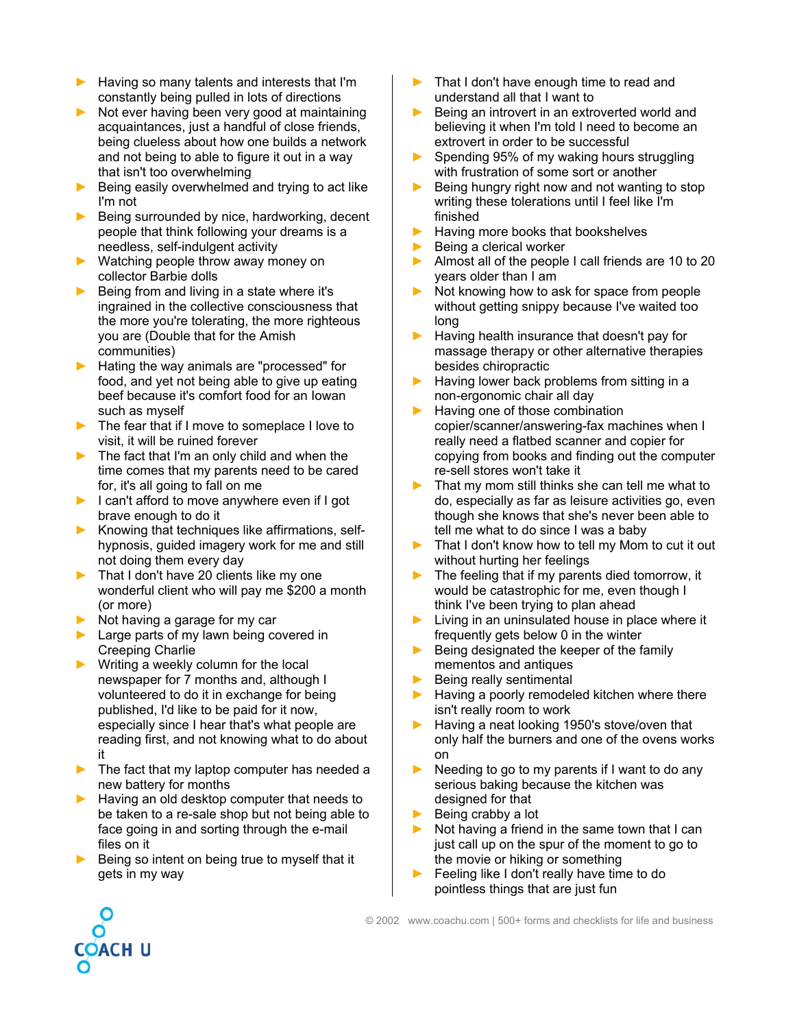- Having so many talents and interests that I'm constantly being pulled in lots of directions
- Not ever having been very good at maintaining acquaintances, just a handful of close friends, being clueless about how one builds a network and not being to able to figure it out in a way that isn't too overwhelming
- Being easily overwhelmed and trying to act like I'm not
- Being surrounded by nice, hardworking, decent people that think following your dreams is a needless, self-indulgent activity
- Watching people throw away money on collector Barbie dolls
- Being from and living in a state where it's ingrained in the collective consciousness that the more you're tolerating, the more righteous you are (Double that for the Amish communities)
- Hating the way animals are "processed" for food, and yet not being able to give up eating beef because it's comfort food for an Iowan such as myself
- The fear that if I move to someplace I love to visit, it will be ruined forever
- The fact that I'm an only child and when the time comes that my parents need to be cared for, it's all going to fall on me
- I can't afford to move anywhere even if I got brave enough to do it
- Knowing that techniques like affirmations, self-hypnosis, guided imagery work for me and still not doing them every day
- That I don't have 20 clients like my one wonderful client who will pay me $200 a month (or more)
- Not having a garage for my car
- Large parts of my lawn being covered in Creeping Charlie
- Writing a weekly column for the local newspaper for 7 months and, although I volunteered to do it in exchange for being published, I'd like to be paid for it now, especially since I hear that's what people are reading first, and not knowing what to do about it
- The fact that my laptop computer has needed a new battery for months
- Having an old desktop computer that needs to be taken to a re-sale shop but not being able to face going in and sorting through the e-mail files on it
- Being so intent on being true to myself that it gets in my way
- That I don't have enough time to read and understand all that I want to
- Being an introvert in an extroverted world and believing it when I'm told I need to become an extrovert in order to be successful
- Spending 95% of my waking hours struggling with frustration of some sort or another
- Being hungry right now and not wanting to stop writing these tolerations until I feel like I'm finished
- Having more books that bookshelves
- Being a clerical worker
- Almost all of the people I call friends are 10 to 20 years older than I am
- Not knowing how to ask for space from people without getting snippy because I've waited too long
- Having health insurance that doesn't pay for massage therapy or other alternative therapies besides chiropractic
- Having lower back problems from sitting in a non-ergonomic chair all day
- Having one of those combination copier/scanner/answering-fax machines when I really need a flatbed scanner and copier for copying from books and finding out the computer re-sell stores won't take it
- That my mom still thinks she can tell me what to do, especially as far as leisure activities go, even though she knows that she's never been able to tell me what to do since I was a baby
- That I don't know how to tell my Mom to cut it out without hurting her feelings
- The feeling that if my parents died tomorrow, it would be catastrophic for me, even though I think I've been trying to plan ahead
- Living in an uninsulated house in place where it frequently gets below 0 in the winter
- Being designated the keeper of the family mementos and antiques
- Being really sentimental
- Having a poorly remodeled kitchen where there isn't really room to work
- Having a neat looking 1950's stove/oven that only half the burners and one of the ovens works on
- Needing to go to my parents if I want to do any serious baking because the kitchen was designed for that
- Being crabby a lot
- Not having a friend in the same town that I can just call up on the spur of the moment to go to the movie or hiking or something
- Feeling like I don't really have time to do pointless things that are just fun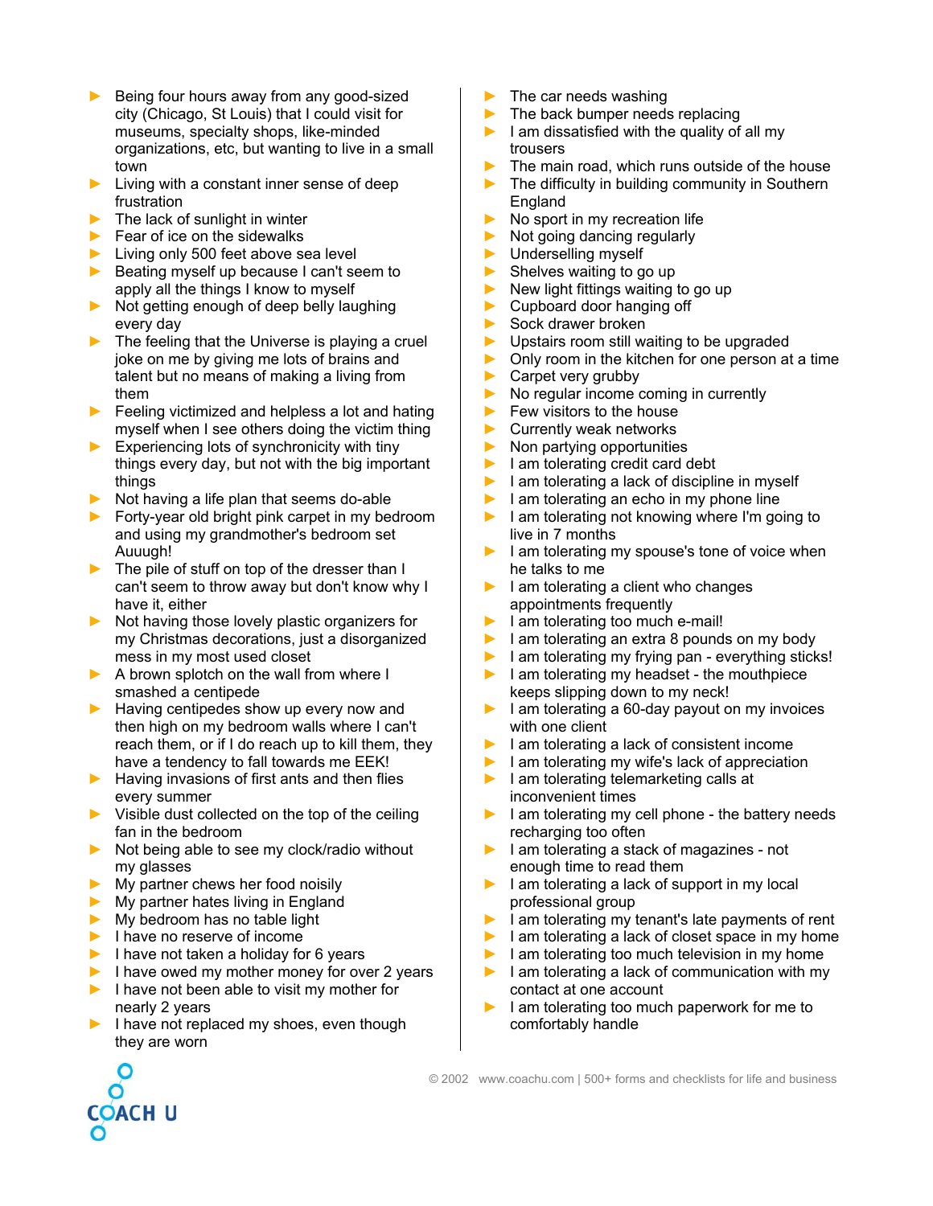- Being four hours away from any good-sized city (Chicago, St Louis) that I could visit for museums, specialty shops, like-minded organizations, etc, but wanting to live in a small town
- Living with a constant inner sense of deep frustration
- The lack of sunlight in winter
- Fear of ice on the sidewalks
- Living only 500 feet above sea level
- Beating myself up because I can't seem to apply all the things I know to myself
- Not getting enough of deep belly laughing every day
- The feeling that the Universe is playing a cruel joke on me by giving me lots of brains and talent but no means of making a living from them
- Feeling victimized and helpless a lot and hating myself when I see others doing the victim thing
- Experiencing lots of synchronicity with tiny things every day, but not with the big important things
- Not having a life plan that seems do-able
- Forty-year old bright pink carpet in my bedroom and using my grandmother's bedroom set Auuugh!
- The pile of stuff on top of the dresser than I can't seem to throw away but don't know why I have it, either
- Not having those lovely plastic organizers for my Christmas decorations, just a disorganized mess in my most used closet
- A brown splotch on the wall from where I smashed a centipede
- Having centipedes show up every now and then high on my bedroom walls where I can't reach them, or if I do reach up to kill them, they have a tendency to fall towards me EEK!
- Having invasions of first ants and then flies every summer
- Visible dust collected on the top of the ceiling fan in the bedroom
- Not being able to see my clock/radio without my glasses
- My partner chews her food noisily
- My partner hates living in England
- My bedroom has no table light
- I have no reserve of income
- I have not taken a holiday for 6 years
- I have owed my mother money for over 2 years
- I have not been able to visit my mother for nearly 2 years
- I have not replaced my shoes, even though they are worn
- The car needs washing
- The back bumper needs replacing
- I am dissatisfied with the quality of all my trousers
- The main road, which runs outside of the house
- The difficulty in building community in Southern England
- No sport in my recreation life
- Not going dancing regularly
- Underselling myself
- Shelves waiting to go up
- New light fittings waiting to go up
- Cupboard door hanging off
- Sock drawer broken
- Upstairs room still waiting to be upgraded
- Only room in the kitchen for one person at a time
- Carpet very grubby
- No regular income coming in currently
- Few visitors to the house
- Currently weak networks
- Non partying opportunities
- I am tolerating credit card debt
- I am tolerating a lack of discipline in myself
- I am tolerating an echo in my phone line
- I am tolerating not knowing where I'm going to live in 7 months
- I am tolerating my spouse's tone of voice when he talks to me
- I am tolerating a client who changes appointments frequently
- I am tolerating too much e-mail!
- I am tolerating an extra 8 pounds on my body
- I am tolerating my frying pan - everything sticks!
- I am tolerating my headset - the mouthpiece keeps slipping down to my neck!
- I am tolerating a 60-day payout on my invoices with one client
- I am tolerating a lack of consistent income
- I am tolerating my wife's lack of appreciation
- I am tolerating telemarketing calls at inconvenient times
- I am tolerating my cell phone - the battery needs recharging too often
- I am tolerating a stack of magazines - not enough time to read them
- I am tolerating a lack of support in my local professional group
- I am tolerating my tenant's late payments of rent
- I am tolerating a lack of closet space in my home
- I am tolerating too much television in my home
- I am tolerating a lack of communication with my contact at one account
- I am tolerating too much paperwork for me to comfortably handle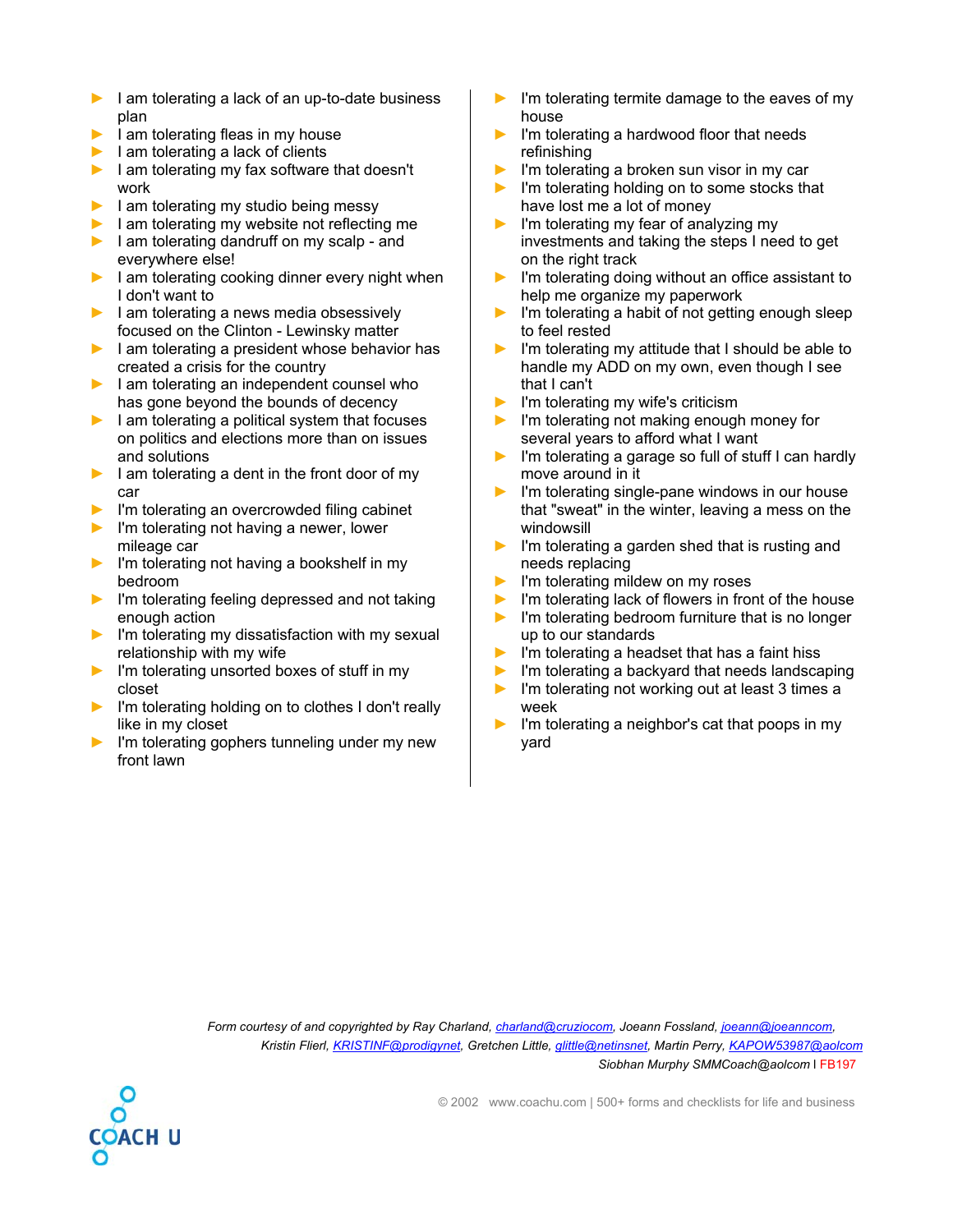- I am tolerating a lack of an up-to-date business plan
- I am tolerating fleas in my house
- I am tolerating a lack of clients
- I am tolerating my fax software that doesn't work
- I am tolerating my studio being messy
- I am tolerating my website not reflecting me
- I am tolerating dandruff on my scalp - and everywhere else!
- I am tolerating cooking dinner every night when I don't want to
- I am tolerating a news media obsessively focused on the Clinton - Lewinsky matter
- I am tolerating a president whose behavior has created a crisis for the country
- I am tolerating an independent counsel who has gone beyond the bounds of decency
- I am tolerating a political system that focuses on politics and elections more than on issues and solutions
- I am tolerating a dent in the front door of my car
- I'm tolerating an overcrowded filing cabinet
- I'm tolerating not having a newer, lower mileage car
- I'm tolerating not having a bookshelf in my bedroom
- I'm tolerating feeling depressed and not taking enough action
- I'm tolerating my dissatisfaction with my sexual relationship with my wife
- I'm tolerating unsorted boxes of stuff in my closet
- I'm tolerating holding on to clothes I don't really like in my closet
- I'm tolerating gophers tunneling under my new front lawn
- I'm tolerating termite damage to the eaves of my house
- I'm tolerating a hardwood floor that needs refinishing
- I'm tolerating a broken sun visor in my car
- I'm tolerating holding on to some stocks that have lost me a lot of money
- I'm tolerating my fear of analyzing my investments and taking the steps I need to get on the right track
- I'm tolerating doing without an office assistant to help me organize my paperwork
- I'm tolerating a habit of not getting enough sleep to feel rested
- I'm tolerating my attitude that I should be able to handle my ADD on my own, even though I see that I can't
- I'm tolerating my wife's criticism
- I'm tolerating not making enough money for several years to afford what I want
- I'm tolerating a garage so full of stuff I can hardly move around in it
- I'm tolerating single-pane windows in our house that "sweat" in the winter, leaving a mess on the windowsill
- I'm tolerating a garden shed that is rusting and needs replacing
- I'm tolerating mildew on my roses
- I'm tolerating lack of flowers in front of the house
- I'm tolerating bedroom furniture that is no longer up to our standards
- I'm tolerating a headset that has a faint hiss
- I'm tolerating a backyard that needs landscaping
- I'm tolerating not working out at least 3 times a week
- I'm tolerating a neighbor's cat that poops in my yard

*Form courtesy of and copyrighted by Ray Charland, charland@cruziocom, Joeann Fossland, joeann@joeanncom, Kristin Flierl, KRISTINF@prodigynet, Gretchen Little, glittle@netinsnet, Martin Perry, KAPOW53987@aolcom Siobhan Murphy SMMCoach@aolcom* | FB197

© 2002 www.coachu.com | 500+ forms and checklists for life and business